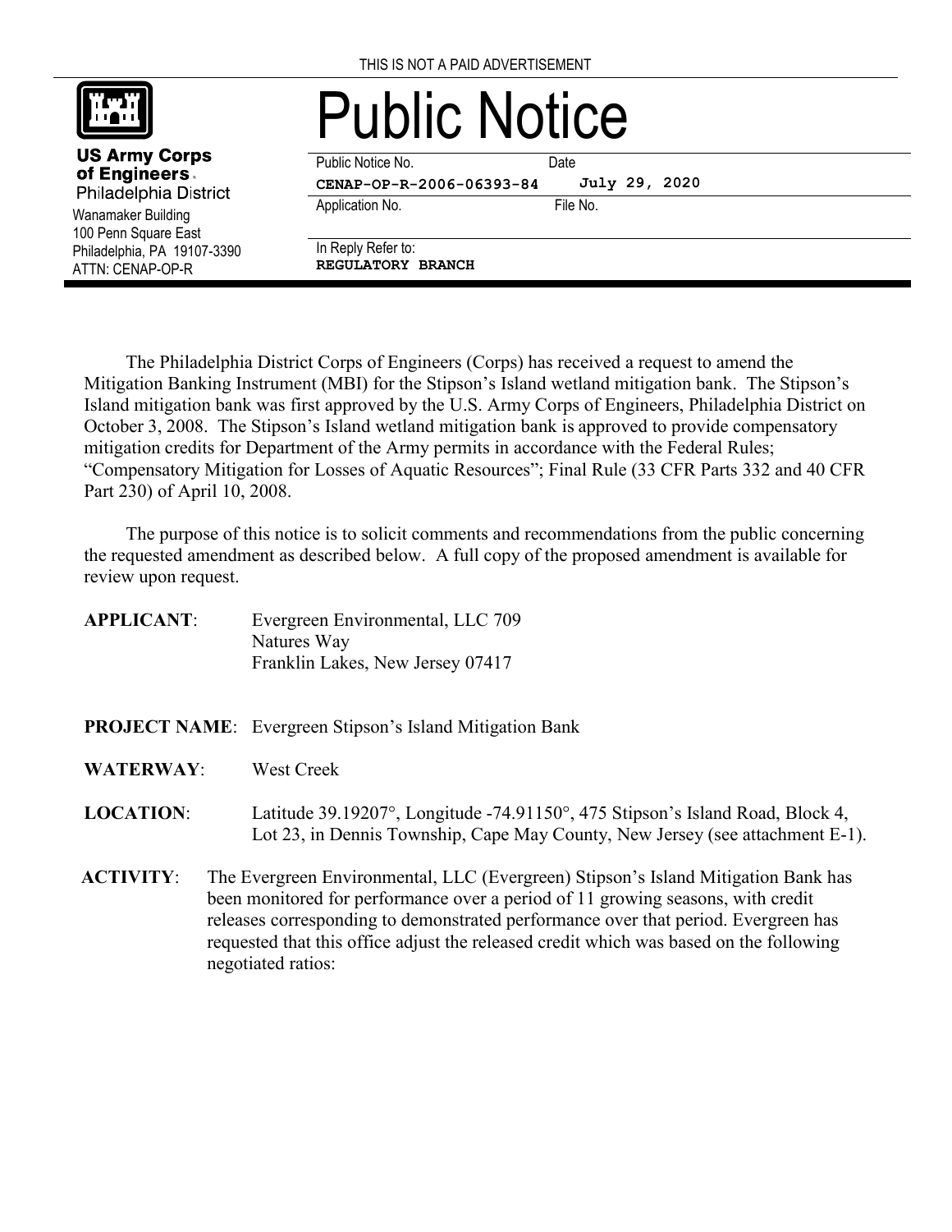THIS IS NOT A PAID ADVERTISEMENT

**US Army Corps of Engineers**
Philadelphia District
Wanamaker Building
100 Penn Square East
Philadelphia, PA 19107-3390
ATTN: CENAP-OP-R

# Public Notice

| Public Notice No. | Date |
|---|---|
| **CENAP-OP-R-2006-06393-84** | **July 29, 2020** |
| Application No. | File No. |
| In Reply Refer to: **REGULATORY BRANCH** | |

The Philadelphia District Corps of Engineers (Corps) has received a request to amend the Mitigation Banking Instrument (MBI) for the Stipson's Island wetland mitigation bank. The Stipson's Island mitigation bank was first approved by the U.S. Army Corps of Engineers, Philadelphia District on October 3, 2008. The Stipson's Island wetland mitigation bank is approved to provide compensatory mitigation credits for Department of the Army permits in accordance with the Federal Rules; "Compensatory Mitigation for Losses of Aquatic Resources"; Final Rule (33 CFR Parts 332 and 40 CFR Part 230) of April 10, 2008.

The purpose of this notice is to solicit comments and recommendations from the public concerning the requested amendment as described below. A full copy of the proposed amendment is available for review upon request.

**APPLICANT**: Evergreen Environmental, LLC 709 Natures Way
Franklin Lakes, New Jersey 07417

**PROJECT NAME**: Evergreen Stipson's Island Mitigation Bank

**WATERWAY**: West Creek

**LOCATION**: Latitude 39.19207°, Longitude -74.91150°, 475 Stipson's Island Road, Block 4, Lot 23, in Dennis Township, Cape May County, New Jersey (see attachment E-1).

**ACTIVITY**: The Evergreen Environmental, LLC (Evergreen) Stipson's Island Mitigation Bank has been monitored for performance over a period of 11 growing seasons, with credit releases corresponding to demonstrated performance over that period. Evergreen has requested that this office adjust the released credit which was based on the following negotiated ratios: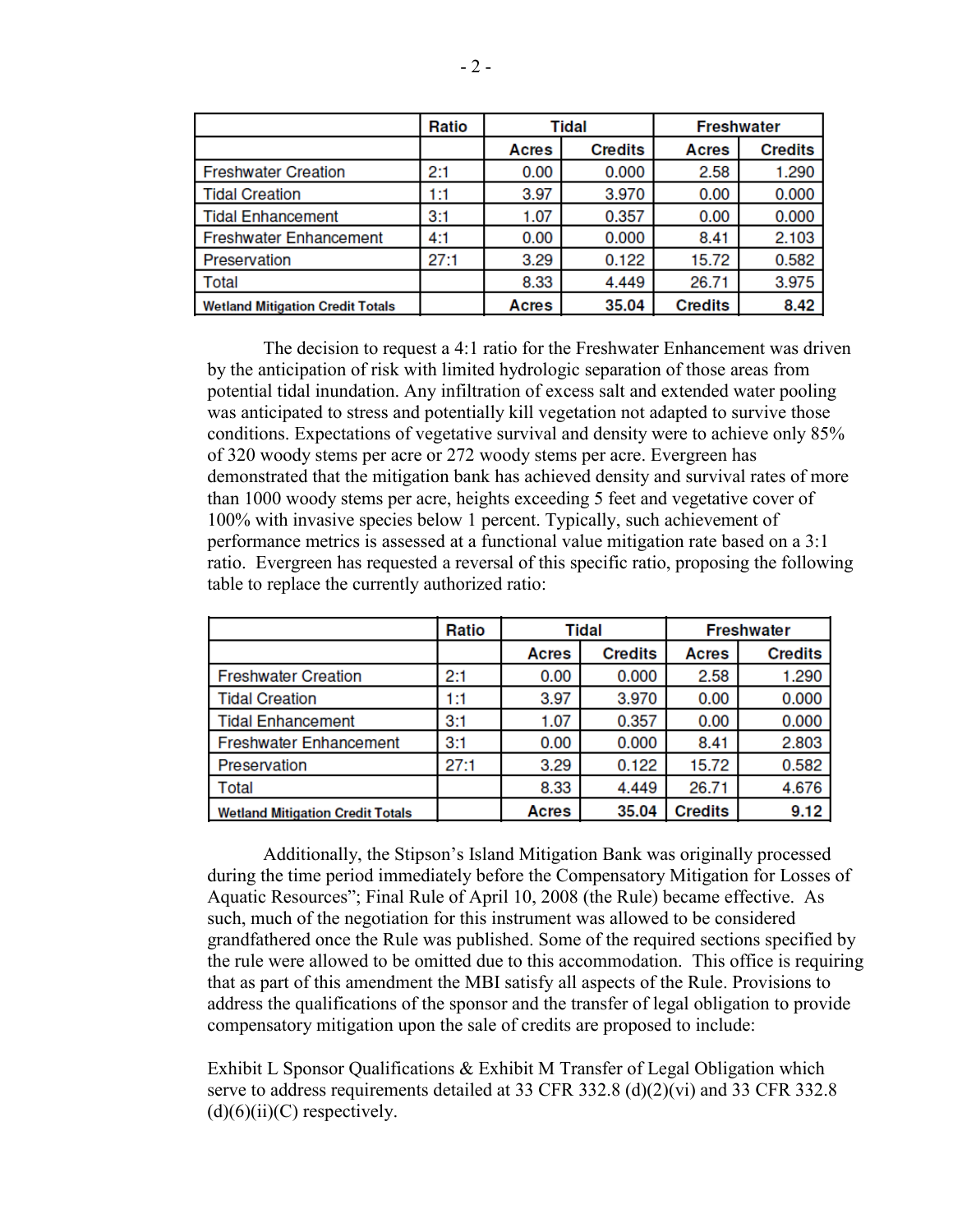| | Ratio | Tidal | | Freshwater | |
|---|---|---|---|---|---|
| | | Acres | Credits | Acres | Credits |
| Freshwater Creation | 2:1 | 0.00 | 0.000 | 2.58 | 1.290 |
| Tidal Creation | 1:1 | 3.97 | 3.970 | 0.00 | 0.000 |
| Tidal Enhancement | 3:1 | 1.07 | 0.357 | 0.00 | 0.000 |
| Freshwater Enhancement | 4:1 | 0.00 | 0.000 | 8.41 | 2.103 |
| Preservation | 27:1 | 3.29 | 0.122 | 15.72 | 0.582 |
| Total | | 8.33 | 4.449 | 26.71 | 3.975 |
| **Wetland Mitigation Credit Totals** | | **Acres** | **35.04** | **Credits** | **8.42** |

The decision to request a 4:1 ratio for the Freshwater Enhancement was driven by the anticipation of risk with limited hydrologic separation of those areas from potential tidal inundation. Any infiltration of excess salt and extended water pooling was anticipated to stress and potentially kill vegetation not adapted to survive those conditions. Expectations of vegetative survival and density were to achieve only 85% of 320 woody stems per acre or 272 woody stems per acre. Evergreen has demonstrated that the mitigation bank has achieved density and survival rates of more than 1000 woody stems per acre, heights exceeding 5 feet and vegetative cover of 100% with invasive species below 1 percent. Typically, such achievement of performance metrics is assessed at a functional value mitigation rate based on a 3:1 ratio. Evergreen has requested a reversal of this specific ratio, proposing the following table to replace the currently authorized ratio:

| | Ratio | Tidal | | Freshwater | |
|---|---|---|---|---|---|
| | | Acres | Credits | Acres | Credits |
| Freshwater Creation | 2:1 | 0.00 | 0.000 | 2.58 | 1.290 |
| Tidal Creation | 1:1 | 3.97 | 3.970 | 0.00 | 0.000 |
| Tidal Enhancement | 3:1 | 1.07 | 0.357 | 0.00 | 0.000 |
| Freshwater Enhancement | 3:1 | 0.00 | 0.000 | 8.41 | 2.803 |
| Preservation | 27:1 | 3.29 | 0.122 | 15.72 | 0.582 |
| Total | | 8.33 | 4.449 | 26.71 | 4.676 |
| **Wetland Mitigation Credit Totals** | | **Acres** | **35.04** | **Credits** | **9.12** |

Additionally, the Stipson's Island Mitigation Bank was originally processed during the time period immediately before the Compensatory Mitigation for Losses of Aquatic Resources"; Final Rule of April 10, 2008 (the Rule) became effective. As such, much of the negotiation for this instrument was allowed to be considered grandfathered once the Rule was published. Some of the required sections specified by the rule were allowed to be omitted due to this accommodation. This office is requiring that as part of this amendment the MBI satisfy all aspects of the Rule. Provisions to address the qualifications of the sponsor and the transfer of legal obligation to provide compensatory mitigation upon the sale of credits are proposed to include:

Exhibit L Sponsor Qualifications & Exhibit M Transfer of Legal Obligation which serve to address requirements detailed at 33 CFR 332.8 (d)(2)(vi) and 33 CFR 332.8 (d)(6)(ii)(C) respectively.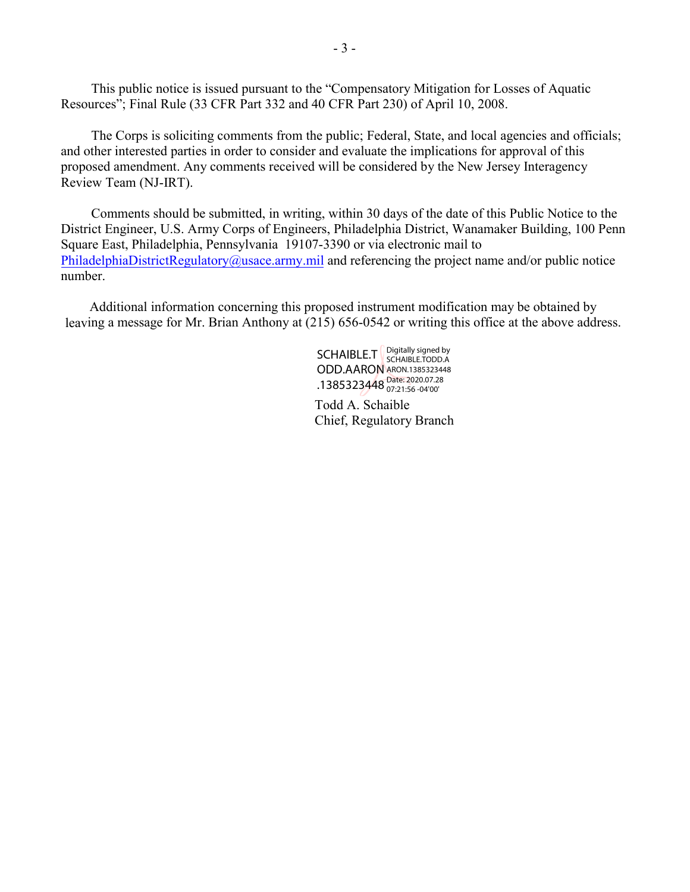This public notice is issued pursuant to the "Compensatory Mitigation for Losses of Aquatic Resources"; Final Rule (33 CFR Part 332 and 40 CFR Part 230) of April 10, 2008.

The Corps is soliciting comments from the public; Federal, State, and local agencies and officials; and other interested parties in order to consider and evaluate the implications for approval of this proposed amendment. Any comments received will be considered by the New Jersey Interagency Review Team (NJ-IRT).

Comments should be submitted, in writing, within 30 days of the date of this Public Notice to the District Engineer, U.S. Army Corps of Engineers, Philadelphia District, Wanamaker Building, 100 Penn Square East, Philadelphia, Pennsylvania 19107-3390 or via electronic mail to PhiladelphiaDistrictRegulatory@usace.army.mil and referencing the project name and/or public notice number.

Additional information concerning this proposed instrument modification may be obtained by leaving a message for Mr. Brian Anthony at (215) 656-0542 or writing this office at the above address.

SCHAIBLE.TODD.AARON.1385323448 Digitally signed by SCHAIBLE.TODD.AARON.1385323448 Date: 2020.07.28 07:21:56 -04'00'

Todd A. Schaible
Chief, Regulatory Branch